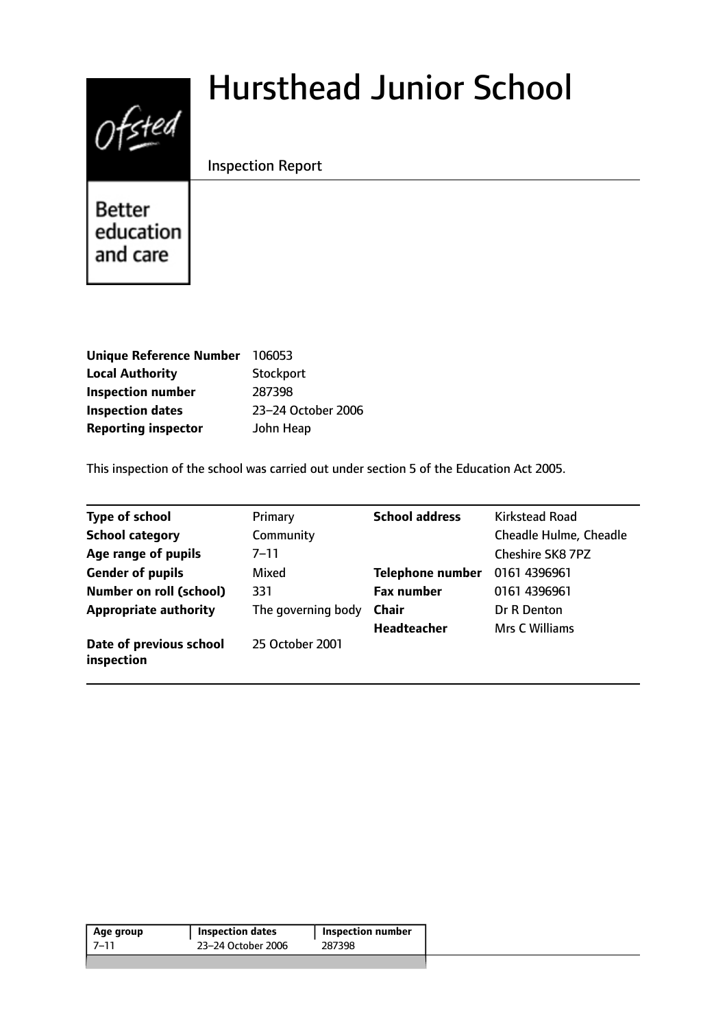# Hursthead Junior School

Inspection Report

Better education and care

| | |
|---|---|
| **Unique Reference Number** | 106053 |
| **Local Authority** | Stockport |
| **Inspection number** | 287398 |
| **Inspection dates** | 23–24 October 2006 |
| **Reporting inspector** | John Heap |

This inspection of the school was carried out under section 5 of the Education Act 2005.

| | | | |
|---|---|---|---|
| **Type of school** | Primary | **School address** | Kirkstead Road |
| **School category** | Community | | Cheadle Hulme, Cheadle |
| **Age range of pupils** | 7–11 | | Cheshire SK8 7PZ |
| **Gender of pupils** | Mixed | **Telephone number** | 0161 4396961 |
| **Number on roll (school)** | 331 | **Fax number** | 0161 4396961 |
| **Appropriate authority** | The governing body | **Chair** | Dr R Denton |
| | | **Headteacher** | Mrs C Williams |
| **Date of previous school inspection** | 25 October 2001 | | |

| Age group | Inspection dates | Inspection number |
|---|---|---|
| 7–11 | 23–24 October 2006 | 287398 |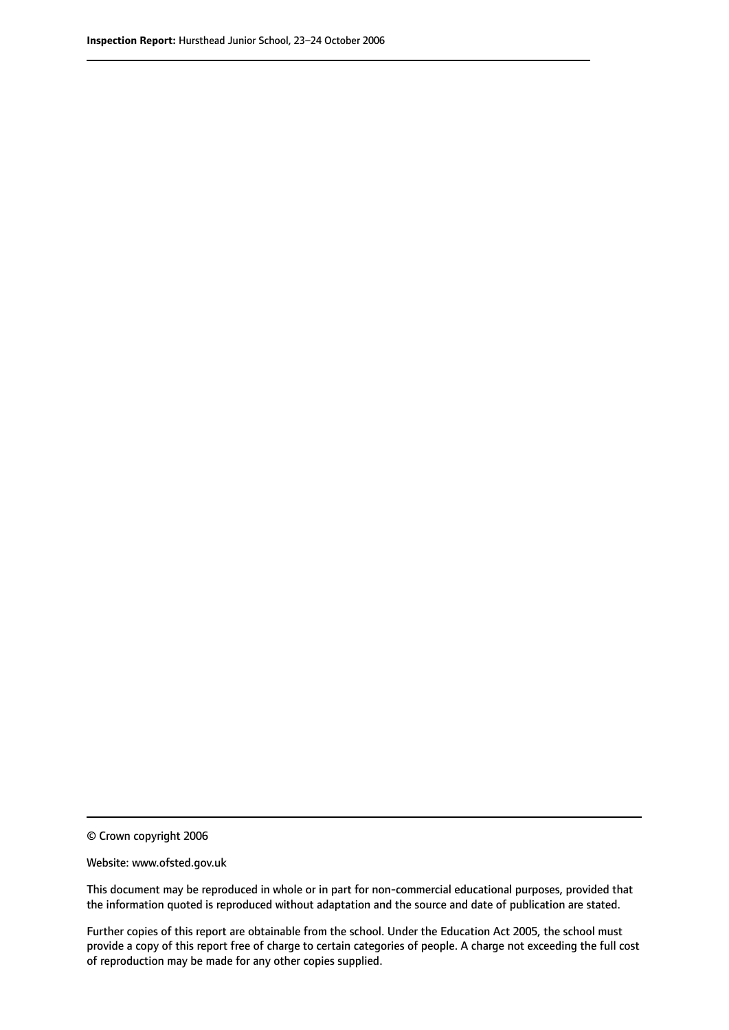© Crown copyright 2006

Website: www.ofsted.gov.uk

This document may be reproduced in whole or in part for non-commercial educational purposes, provided that the information quoted is reproduced without adaptation and the source and date of publication are stated.

Further copies of this report are obtainable from the school. Under the Education Act 2005, the school must provide a copy of this report free of charge to certain categories of people. A charge not exceeding the full cost of reproduction may be made for any other copies supplied.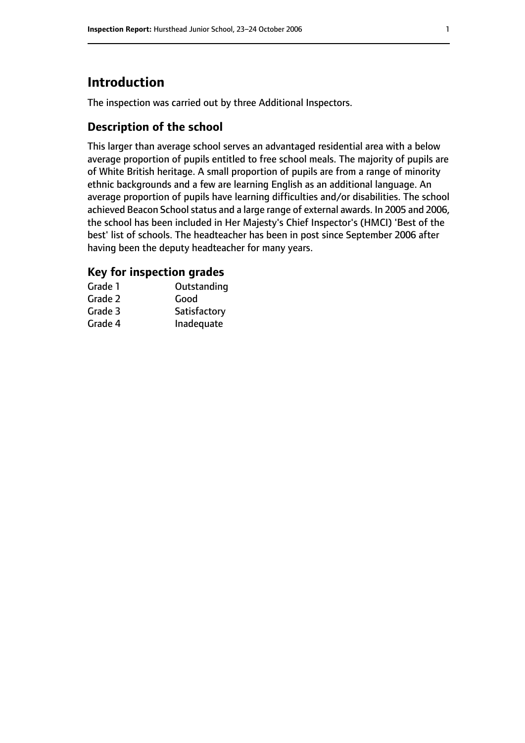# Introduction

The inspection was carried out by three Additional Inspectors.

## Description of the school

This larger than average school serves an advantaged residential area with a below average proportion of pupils entitled to free school meals. The majority of pupils are of White British heritage. A small proportion of pupils are from a range of minority ethnic backgrounds and a few are learning English as an additional language. An average proportion of pupils have learning difficulties and/or disabilities. The school achieved Beacon School status and a large range of external awards. In 2005 and 2006, the school has been included in Her Majesty's Chief Inspector's (HMCI) 'Best of the best' list of schools. The headteacher has been in post since September 2006 after having been the deputy headteacher for many years.

## Key for inspection grades

| | |
|---|---|
| Grade 1 | Outstanding |
| Grade 2 | Good |
| Grade 3 | Satisfactory |
| Grade 4 | Inadequate |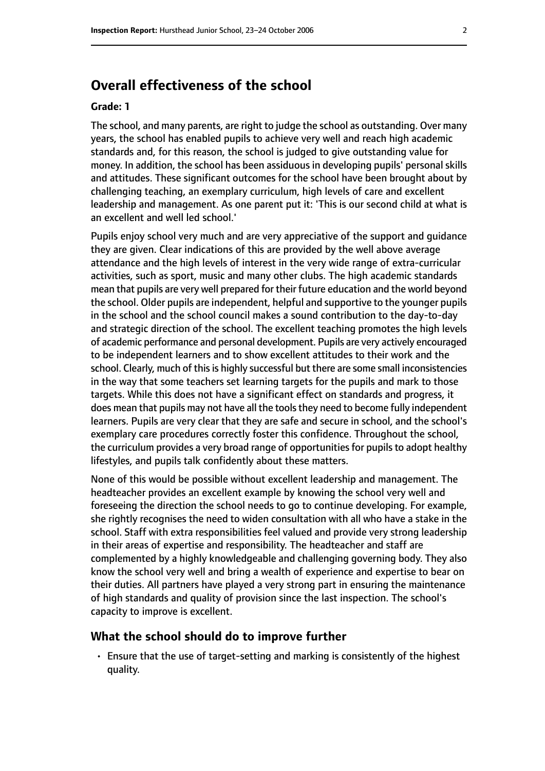## Overall effectiveness of the school

**Grade: 1**

The school, and many parents, are right to judge the school as outstanding. Over many years, the school has enabled pupils to achieve very well and reach high academic standards and, for this reason, the school is judged to give outstanding value for money. In addition, the school has been assiduous in developing pupils' personal skills and attitudes. These significant outcomes for the school have been brought about by challenging teaching, an exemplary curriculum, high levels of care and excellent leadership and management. As one parent put it: 'This is our second child at what is an excellent and well led school.'

Pupils enjoy school very much and are very appreciative of the support and guidance they are given. Clear indications of this are provided by the well above average attendance and the high levels of interest in the very wide range of extra-curricular activities, such as sport, music and many other clubs. The high academic standards mean that pupils are very well prepared for their future education and the world beyond the school. Older pupils are independent, helpful and supportive to the younger pupils in the school and the school council makes a sound contribution to the day-to-day and strategic direction of the school. The excellent teaching promotes the high levels of academic performance and personal development. Pupils are very actively encouraged to be independent learners and to show excellent attitudes to their work and the school. Clearly, much of this is highly successful but there are some small inconsistencies in the way that some teachers set learning targets for the pupils and mark to those targets. While this does not have a significant effect on standards and progress, it does mean that pupils may not have all the tools they need to become fully independent learners. Pupils are very clear that they are safe and secure in school, and the school's exemplary care procedures correctly foster this confidence. Throughout the school, the curriculum provides a very broad range of opportunities for pupils to adopt healthy lifestyles, and pupils talk confidently about these matters.

None of this would be possible without excellent leadership and management. The headteacher provides an excellent example by knowing the school very well and foreseeing the direction the school needs to go to continue developing. For example, she rightly recognises the need to widen consultation with all who have a stake in the school. Staff with extra responsibilities feel valued and provide very strong leadership in their areas of expertise and responsibility. The headteacher and staff are complemented by a highly knowledgeable and challenging governing body. They also know the school very well and bring a wealth of experience and expertise to bear on their duties. All partners have played a very strong part in ensuring the maintenance of high standards and quality of provision since the last inspection. The school's capacity to improve is excellent.

### What the school should do to improve further

- Ensure that the use of target-setting and marking is consistently of the highest quality.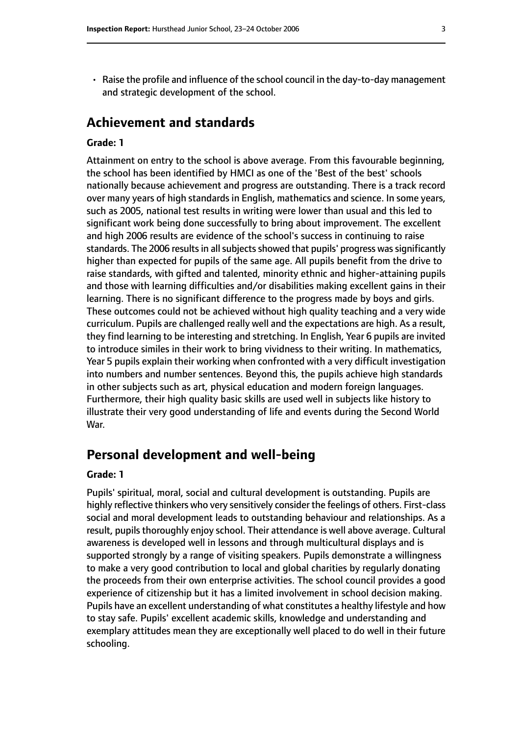- Raise the profile and influence of the school council in the day-to-day management and strategic development of the school.

## Achievement and standards

**Grade: 1**

Attainment on entry to the school is above average. From this favourable beginning, the school has been identified by HMCI as one of the 'Best of the best' schools nationally because achievement and progress are outstanding. There is a track record over many years of high standards in English, mathematics and science. In some years, such as 2005, national test results in writing were lower than usual and this led to significant work being done successfully to bring about improvement. The excellent and high 2006 results are evidence of the school's success in continuing to raise standards. The 2006 results in all subjects showed that pupils' progress was significantly higher than expected for pupils of the same age. All pupils benefit from the drive to raise standards, with gifted and talented, minority ethnic and higher-attaining pupils and those with learning difficulties and/or disabilities making excellent gains in their learning. There is no significant difference to the progress made by boys and girls. These outcomes could not be achieved without high quality teaching and a very wide curriculum. Pupils are challenged really well and the expectations are high. As a result, they find learning to be interesting and stretching. In English, Year 6 pupils are invited to introduce similes in their work to bring vividness to their writing. In mathematics, Year 5 pupils explain their working when confronted with a very difficult investigation into numbers and number sentences. Beyond this, the pupils achieve high standards in other subjects such as art, physical education and modern foreign languages. Furthermore, their high quality basic skills are used well in subjects like history to illustrate their very good understanding of life and events during the Second World War.

## Personal development and well-being

**Grade: 1**

Pupils' spiritual, moral, social and cultural development is outstanding. Pupils are highly reflective thinkers who very sensitively consider the feelings of others. First-class social and moral development leads to outstanding behaviour and relationships. As a result, pupils thoroughly enjoy school. Their attendance is well above average. Cultural awareness is developed well in lessons and through multicultural displays and is supported strongly by a range of visiting speakers. Pupils demonstrate a willingness to make a very good contribution to local and global charities by regularly donating the proceeds from their own enterprise activities. The school council provides a good experience of citizenship but it has a limited involvement in school decision making. Pupils have an excellent understanding of what constitutes a healthy lifestyle and how to stay safe. Pupils' excellent academic skills, knowledge and understanding and exemplary attitudes mean they are exceptionally well placed to do well in their future schooling.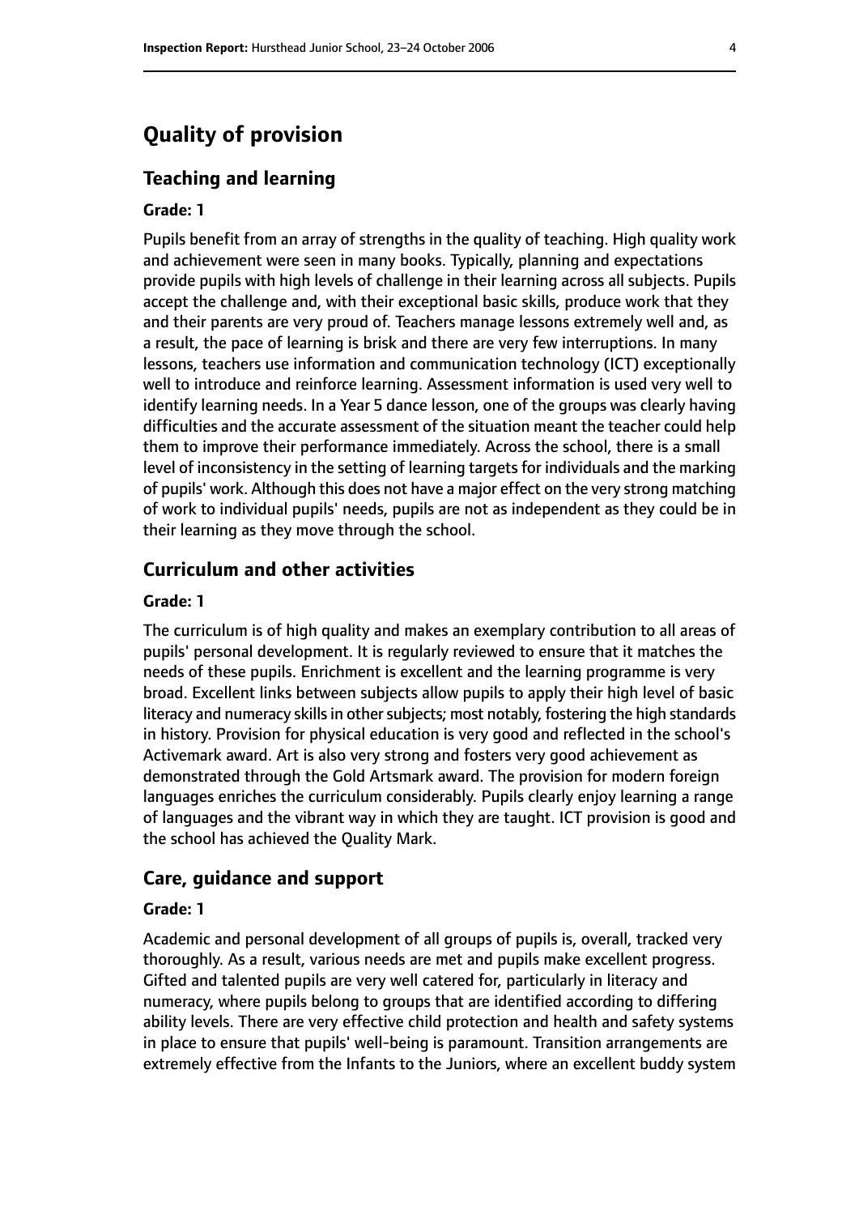# Quality of provision

## Teaching and learning

#### Grade: 1

Pupils benefit from an array of strengths in the quality of teaching. High quality work and achievement were seen in many books. Typically, planning and expectations provide pupils with high levels of challenge in their learning across all subjects. Pupils accept the challenge and, with their exceptional basic skills, produce work that they and their parents are very proud of. Teachers manage lessons extremely well and, as a result, the pace of learning is brisk and there are very few interruptions. In many lessons, teachers use information and communication technology (ICT) exceptionally well to introduce and reinforce learning. Assessment information is used very well to identify learning needs. In a Year 5 dance lesson, one of the groups was clearly having difficulties and the accurate assessment of the situation meant the teacher could help them to improve their performance immediately. Across the school, there is a small level of inconsistency in the setting of learning targets for individuals and the marking of pupils' work. Although this does not have a major effect on the very strong matching of work to individual pupils' needs, pupils are not as independent as they could be in their learning as they move through the school.

## Curriculum and other activities

#### Grade: 1

The curriculum is of high quality and makes an exemplary contribution to all areas of pupils' personal development. It is regularly reviewed to ensure that it matches the needs of these pupils. Enrichment is excellent and the learning programme is very broad. Excellent links between subjects allow pupils to apply their high level of basic literacy and numeracy skills in other subjects; most notably, fostering the high standards in history. Provision for physical education is very good and reflected in the school's Activemark award. Art is also very strong and fosters very good achievement as demonstrated through the Gold Artsmark award. The provision for modern foreign languages enriches the curriculum considerably. Pupils clearly enjoy learning a range of languages and the vibrant way in which they are taught. ICT provision is good and the school has achieved the Quality Mark.

## Care, guidance and support

#### Grade: 1

Academic and personal development of all groups of pupils is, overall, tracked very thoroughly. As a result, various needs are met and pupils make excellent progress. Gifted and talented pupils are very well catered for, particularly in literacy and numeracy, where pupils belong to groups that are identified according to differing ability levels. There are very effective child protection and health and safety systems in place to ensure that pupils' well-being is paramount. Transition arrangements are extremely effective from the Infants to the Juniors, where an excellent buddy system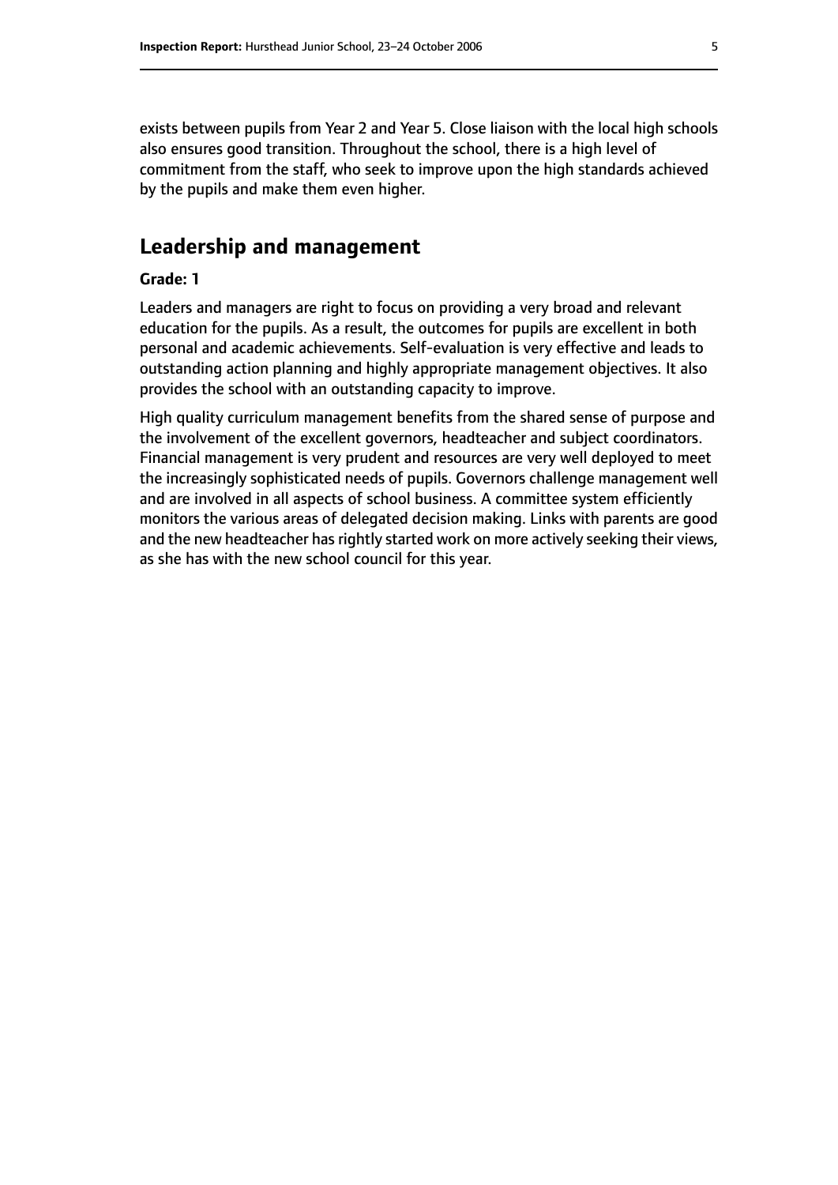exists between pupils from Year 2 and Year 5. Close liaison with the local high schools also ensures good transition. Throughout the school, there is a high level of commitment from the staff, who seek to improve upon the high standards achieved by the pupils and make them even higher.

## Leadership and management

**Grade: 1**

Leaders and managers are right to focus on providing a very broad and relevant education for the pupils. As a result, the outcomes for pupils are excellent in both personal and academic achievements. Self-evaluation is very effective and leads to outstanding action planning and highly appropriate management objectives. It also provides the school with an outstanding capacity to improve.

High quality curriculum management benefits from the shared sense of purpose and the involvement of the excellent governors, headteacher and subject coordinators. Financial management is very prudent and resources are very well deployed to meet the increasingly sophisticated needs of pupils. Governors challenge management well and are involved in all aspects of school business. A committee system efficiently monitors the various areas of delegated decision making. Links with parents are good and the new headteacher has rightly started work on more actively seeking their views, as she has with the new school council for this year.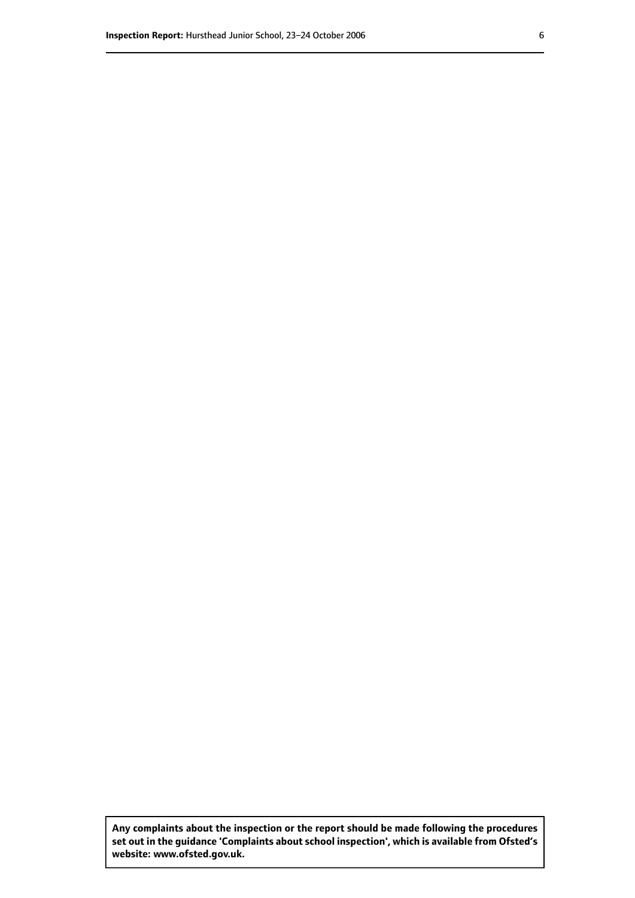**Any complaints about the inspection or the report should be made following the procedures set out in the guidance 'Complaints about school inspection', which is available from Ofsted's website: www.ofsted.gov.uk.**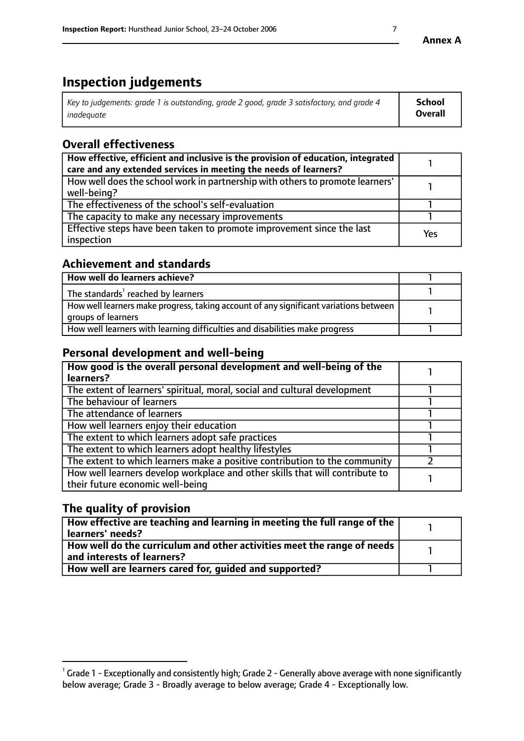**Annex A**

# Inspection judgements

| *Key to judgements: grade 1 is outstanding, grade 2 good, grade 3 satisfactory, and grade 4 inadequate* | **School Overall** |
|---|---|

## Overall effectiveness

| | |
|---|---|
| **How effective, efficient and inclusive is the provision of education, integrated care and any extended services in meeting the needs of learners?** | 1 |
| How well does the school work in partnership with others to promote learners' well-being? | 1 |
| The effectiveness of the school's self-evaluation | 1 |
| The capacity to make any necessary improvements | 1 |
| Effective steps have been taken to promote improvement since the last inspection | Yes |

## Achievement and standards

| | |
|---|---|
| **How well do learners achieve?** | 1 |
| The standards[1] reached by learners | 1 |
| How well learners make progress, taking account of any significant variations between groups of learners | 1 |
| How well learners with learning difficulties and disabilities make progress | 1 |

## Personal development and well-being

| | |
|---|---|
| **How good is the overall personal development and well-being of the learners?** | 1 |
| The extent of learners' spiritual, moral, social and cultural development | 1 |
| The behaviour of learners | 1 |
| The attendance of learners | 1 |
| How well learners enjoy their education | 1 |
| The extent to which learners adopt safe practices | 1 |
| The extent to which learners adopt healthy lifestyles | 1 |
| The extent to which learners make a positive contribution to the community | 2 |
| How well learners develop workplace and other skills that will contribute to their future economic well-being | 1 |

## The quality of provision

| | |
|---|---|
| **How effective are teaching and learning in meeting the full range of the learners' needs?** | 1 |
| **How well do the curriculum and other activities meet the range of needs and interests of learners?** | 1 |
| **How well are learners cared for, guided and supported?** | 1 |

[1] Grade 1 - Exceptionally and consistently high; Grade 2 - Generally above average with none significantly below average; Grade 3 - Broadly average to below average; Grade 4 - Exceptionally low.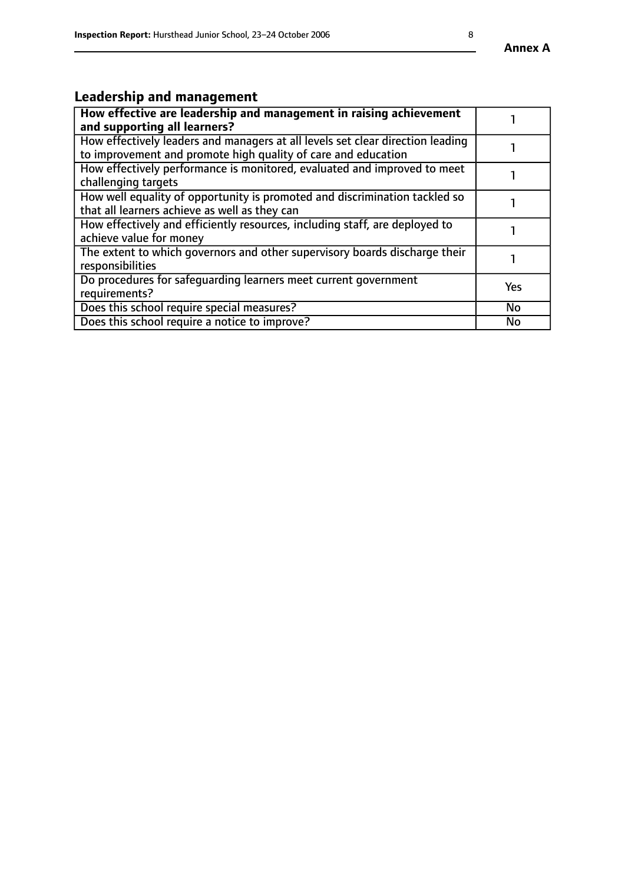## Leadership and management

| **How effective are leadership and management in raising achievement and supporting all learners?** | 1 |
|---|---|
| How effectively leaders and managers at all levels set clear direction leading to improvement and promote high quality of care and education | 1 |
| How effectively performance is monitored, evaluated and improved to meet challenging targets | 1 |
| How well equality of opportunity is promoted and discrimination tackled so that all learners achieve as well as they can | 1 |
| How effectively and efficiently resources, including staff, are deployed to achieve value for money | 1 |
| The extent to which governors and other supervisory boards discharge their responsibilities | 1 |
| Do procedures for safeguarding learners meet current government requirements? | Yes |
| Does this school require special measures? | No |
| Does this school require a notice to improve? | No |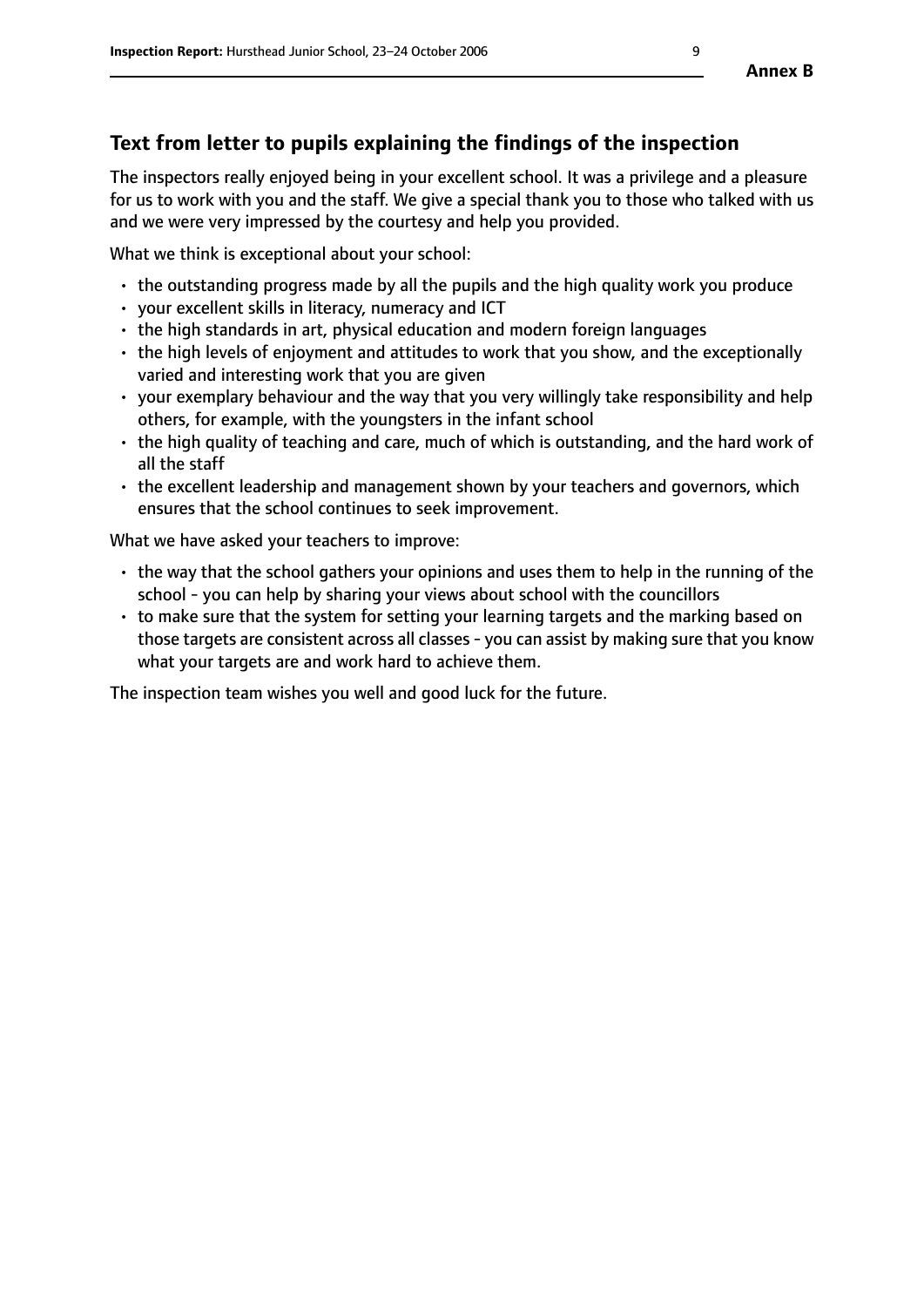## Text from letter to pupils explaining the findings of the inspection

The inspectors really enjoyed being in your excellent school. It was a privilege and a pleasure for us to work with you and the staff. We give a special thank you to those who talked with us and we were very impressed by the courtesy and help you provided.

What we think is exceptional about your school:

- the outstanding progress made by all the pupils and the high quality work you produce
- your excellent skills in literacy, numeracy and ICT
- the high standards in art, physical education and modern foreign languages
- the high levels of enjoyment and attitudes to work that you show, and the exceptionally varied and interesting work that you are given
- your exemplary behaviour and the way that you very willingly take responsibility and help others, for example, with the youngsters in the infant school
- the high quality of teaching and care, much of which is outstanding, and the hard work of all the staff
- the excellent leadership and management shown by your teachers and governors, which ensures that the school continues to seek improvement.

What we have asked your teachers to improve:

- the way that the school gathers your opinions and uses them to help in the running of the school - you can help by sharing your views about school with the councillors
- to make sure that the system for setting your learning targets and the marking based on those targets are consistent across all classes - you can assist by making sure that you know what your targets are and work hard to achieve them.

The inspection team wishes you well and good luck for the future.